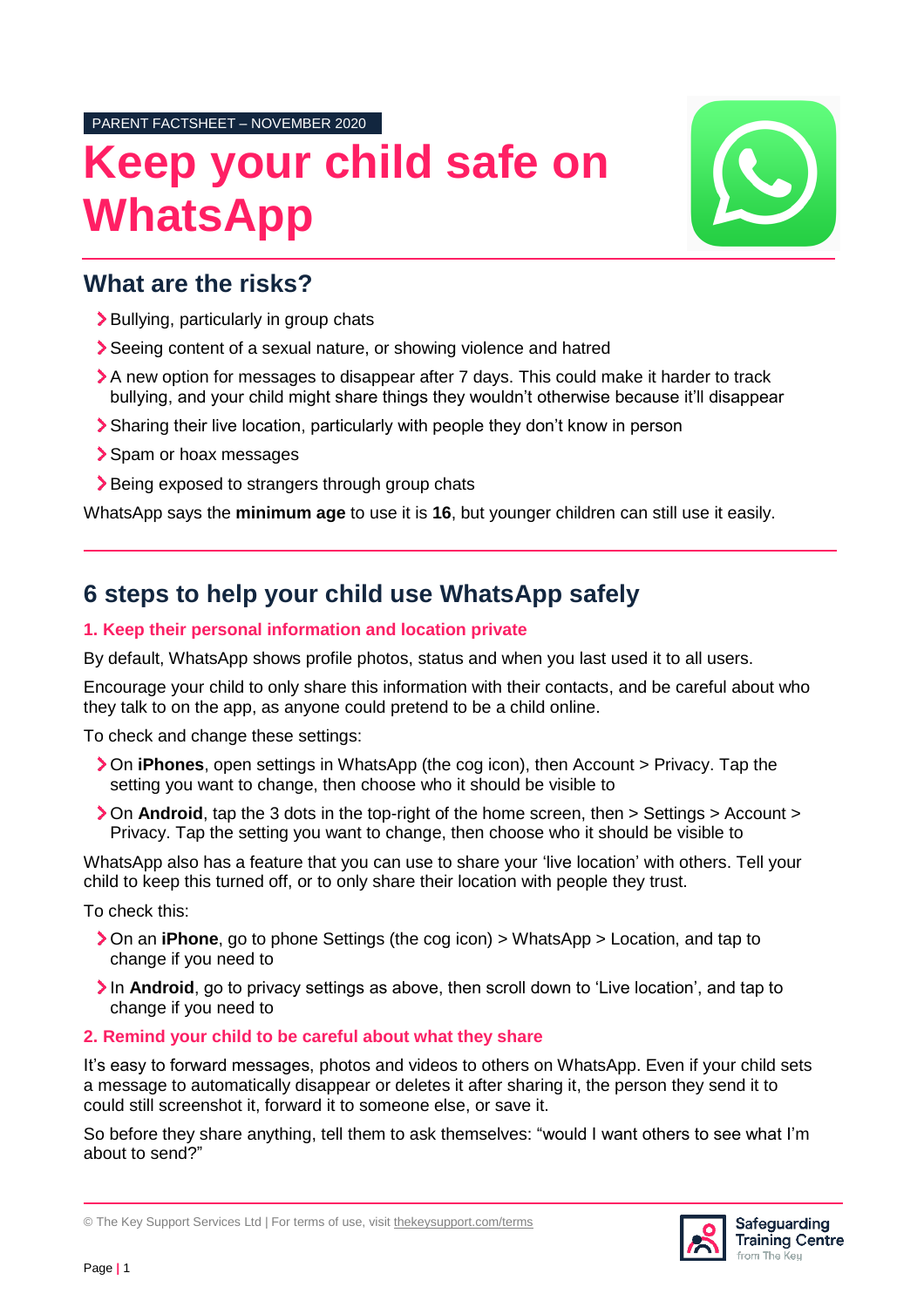PARENT FACTSHEET – NOVEMBER 2020

# Keep your child safe on WhatsApp

## What are the risks?

- Bullying, particularly in group chats
- Seeing content of a sexual nature, or showing violence and hatred
- A new option for messages to disappear after 7 days. This could make it harder to track bullying, and your child might share things they wouldn't otherwise because it'll disappear
- Sharing their live location, particularly with people they don't know in person
- Spam or hoax messages
- Being exposed to strangers through group chats

WhatsApp says the **minimum age** to use it is **16**, but younger children can still use it easily.

## 6 steps to help your child use WhatsApp safely

### 1. Keep their personal information and location private

By default, WhatsApp shows profile photos, status and when you last used it to all users.

Encourage your child to only share this information with their contacts, and be careful about who they talk to on the app, as anyone could pretend to be a child online.

To check and change these settings:

- On **iPhones**, open settings in WhatsApp (the cog icon), then Account > Privacy. Tap the setting you want to change, then choose who it should be visible to
- On **Android**, tap the 3 dots in the top-right of the home screen, then > Settings > Account > Privacy. Tap the setting you want to change, then choose who it should be visible to

WhatsApp also has a feature that you can use to share your 'live location' with others. Tell your child to keep this turned off, or to only share their location with people they trust.

To check this:

- On an **iPhone**, go to phone Settings (the cog icon) > WhatsApp > Location, and tap to change if you need to
- In **Android**, go to privacy settings as above, then scroll down to 'Live location', and tap to change if you need to

### 2. Remind your child to be careful about what they share

It's easy to forward messages, photos and videos to others on WhatsApp. Even if your child sets a message to automatically disappear or deletes it after sharing it, the person they send it to could still screenshot it, forward it to someone else, or save it.

So before they share anything, tell them to ask themselves: "would I want others to see what I'm about to send?"

© The Key Support Services Ltd | For terms of use, visit thekeysupport.com/terms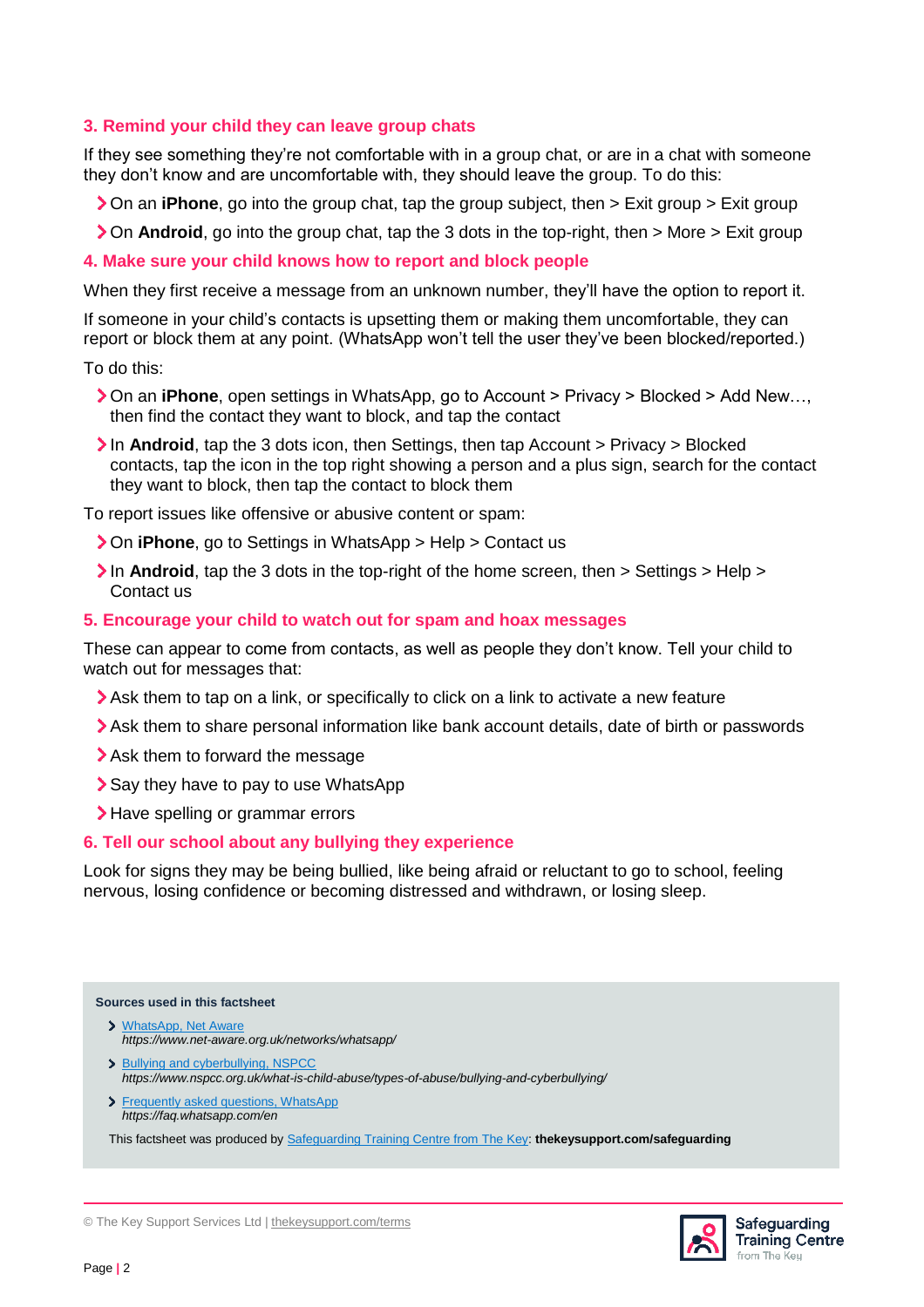### 3. Remind your child they can leave group chats

If they see something they're not comfortable with in a group chat, or are in a chat with someone they don't know and are uncomfortable with, they should leave the group. To do this:

- On an **iPhone**, go into the group chat, tap the group subject, then > Exit group > Exit group
- On **Android**, go into the group chat, tap the 3 dots in the top-right, then > More > Exit group

### 4. Make sure your child knows how to report and block people

When they first receive a message from an unknown number, they'll have the option to report it.

If someone in your child's contacts is upsetting them or making them uncomfortable, they can report or block them at any point. (WhatsApp won't tell the user they've been blocked/reported.)

To do this:

- On an **iPhone**, open settings in WhatsApp, go to Account > Privacy > Blocked > Add New…, then find the contact they want to block, and tap the contact
- In **Android**, tap the 3 dots icon, then Settings, then tap Account > Privacy > Blocked contacts, tap the icon in the top right showing a person and a plus sign, search for the contact they want to block, then tap the contact to block them

To report issues like offensive or abusive content or spam:

- On **iPhone**, go to Settings in WhatsApp > Help > Contact us
- In **Android**, tap the 3 dots in the top-right of the home screen, then > Settings > Help > Contact us

### 5. Encourage your child to watch out for spam and hoax messages

These can appear to come from contacts, as well as people they don't know. Tell your child to watch out for messages that:

- Ask them to tap on a link, or specifically to click on a link to activate a new feature
- Ask them to share personal information like bank account details, date of birth or passwords
- Ask them to forward the message
- Say they have to pay to use WhatsApp
- Have spelling or grammar errors

### 6. Tell our school about any bullying they experience

Look for signs they may be being bullied, like being afraid or reluctant to go to school, feeling nervous, losing confidence or becoming distressed and withdrawn, or losing sleep.

**Sources used in this factsheet**

- WhatsApp, Net Aware
  *https://www.net-aware.org.uk/networks/whatsapp/*
- Bullying and cyberbullying, NSPCC
  *https://www.nspcc.org.uk/what-is-child-abuse/types-of-abuse/bullying-and-cyberbullying/*
- Frequently asked questions, WhatsApp
  *https://faq.whatsapp.com/en*

This factsheet was produced by Safeguarding Training Centre from The Key: **thekeysupport.com/safeguarding**

© The Key Support Services Ltd | thekeysupport.com/terms